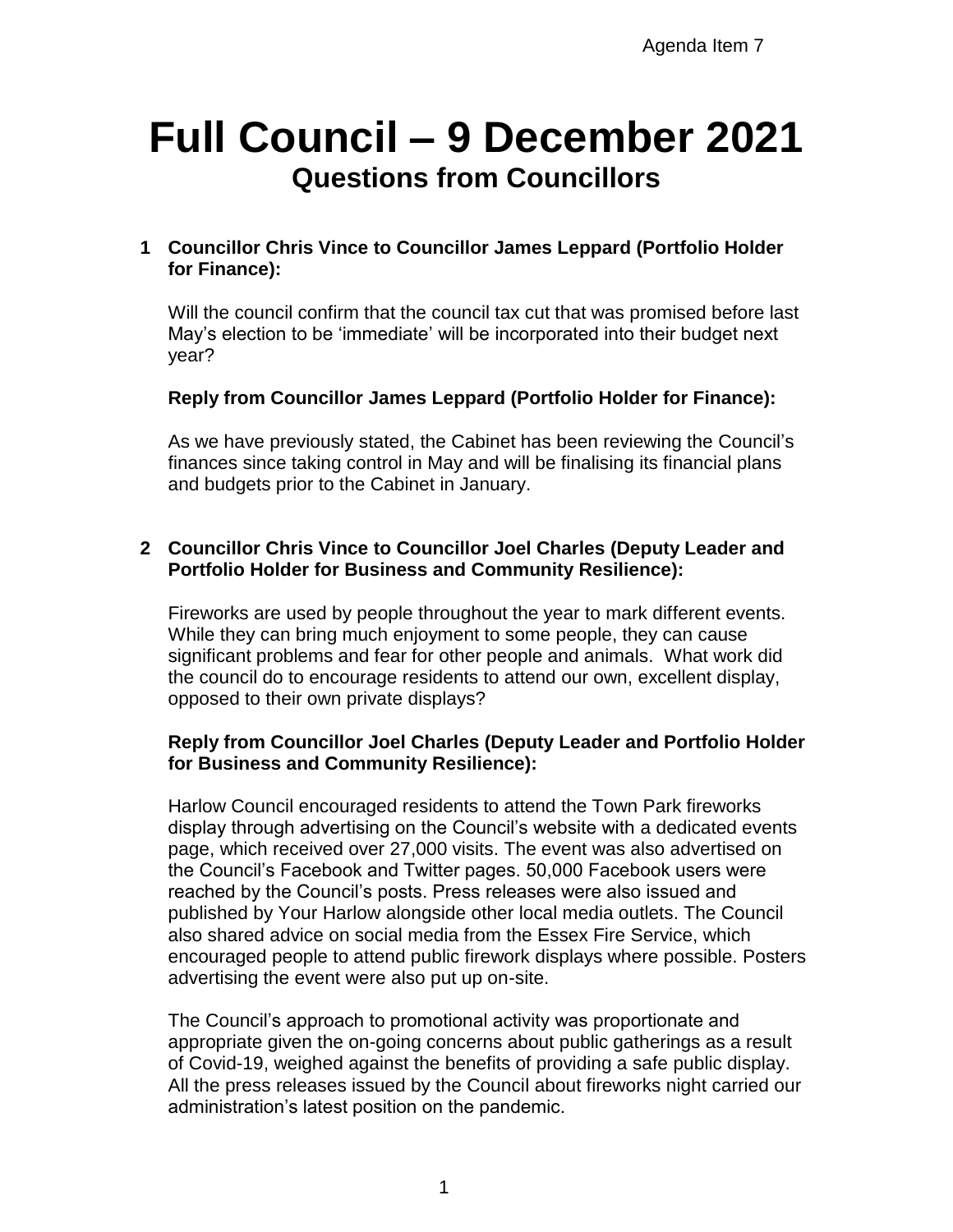Agenda Item 7

# Full Council – 9 December 2021

## Questions from Councillors

**1 Councillor Chris Vince to Councillor James Leppard (Portfolio Holder for Finance):**

Will the council confirm that the council tax cut that was promised before last May's election to be 'immediate' will be incorporated into their budget next year?

**Reply from Councillor James Leppard (Portfolio Holder for Finance):**

As we have previously stated, the Cabinet has been reviewing the Council's finances since taking control in May and will be finalising its financial plans and budgets prior to the Cabinet in January.

**2 Councillor Chris Vince to Councillor Joel Charles (Deputy Leader and Portfolio Holder for Business and Community Resilience):**

Fireworks are used by people throughout the year to mark different events. While they can bring much enjoyment to some people, they can cause significant problems and fear for other people and animals. What work did the council do to encourage residents to attend our own, excellent display, opposed to their own private displays?

**Reply from Councillor Joel Charles (Deputy Leader and Portfolio Holder for Business and Community Resilience):**

Harlow Council encouraged residents to attend the Town Park fireworks display through advertising on the Council's website with a dedicated events page, which received over 27,000 visits. The event was also advertised on the Council's Facebook and Twitter pages. 50,000 Facebook users were reached by the Council's posts. Press releases were also issued and published by Your Harlow alongside other local media outlets. The Council also shared advice on social media from the Essex Fire Service, which encouraged people to attend public firework displays where possible. Posters advertising the event were also put up on-site.

The Council's approach to promotional activity was proportionate and appropriate given the on-going concerns about public gatherings as a result of Covid-19, weighed against the benefits of providing a safe public display. All the press releases issued by the Council about fireworks night carried our administration's latest position on the pandemic.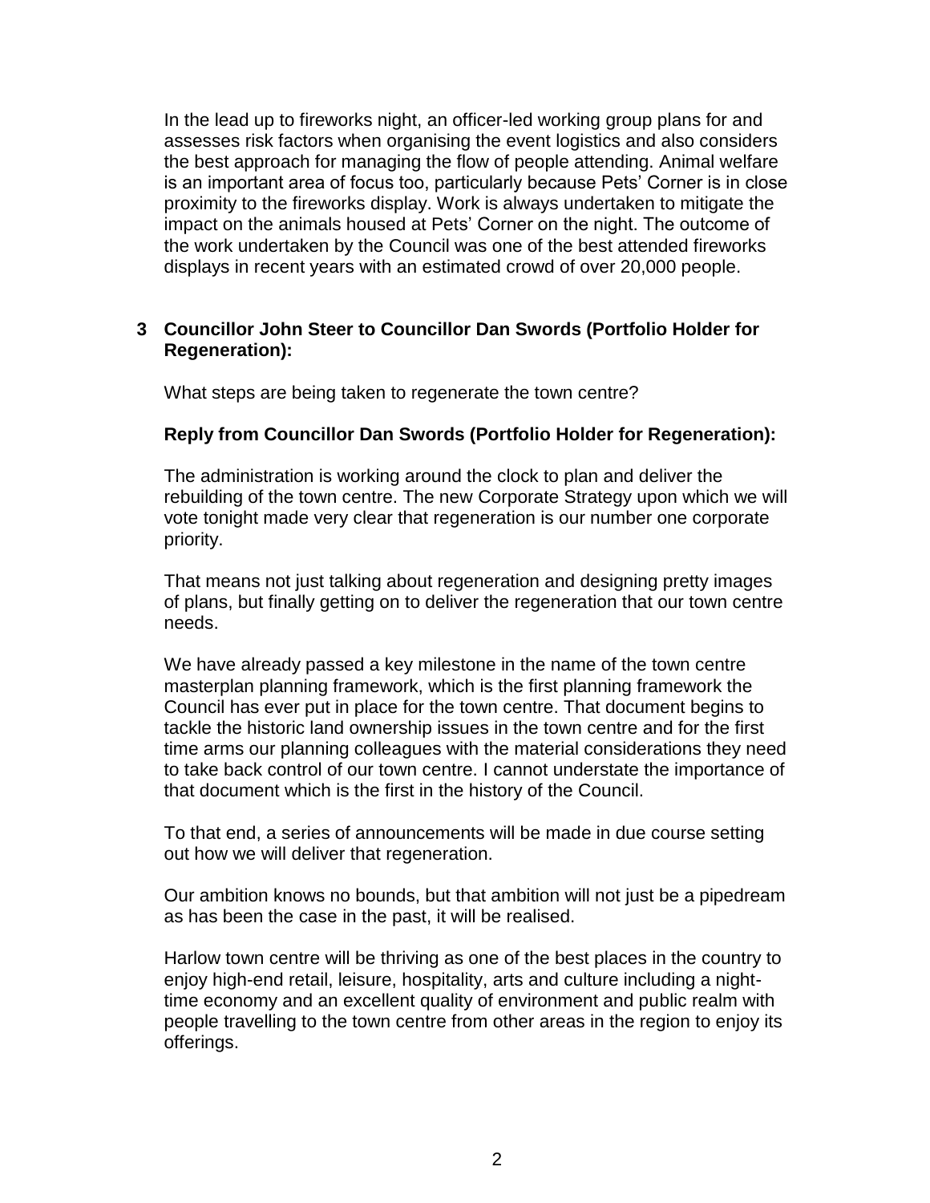In the lead up to fireworks night, an officer-led working group plans for and assesses risk factors when organising the event logistics and also considers the best approach for managing the flow of people attending. Animal welfare is an important area of focus too, particularly because Pets' Corner is in close proximity to the fireworks display. Work is always undertaken to mitigate the impact on the animals housed at Pets' Corner on the night. The outcome of the work undertaken by the Council was one of the best attended fireworks displays in recent years with an estimated crowd of over 20,000 people.

**3 Councillor John Steer to Councillor Dan Swords (Portfolio Holder for Regeneration):**

What steps are being taken to regenerate the town centre?

**Reply from Councillor Dan Swords (Portfolio Holder for Regeneration):**

The administration is working around the clock to plan and deliver the rebuilding of the town centre. The new Corporate Strategy upon which we will vote tonight made very clear that regeneration is our number one corporate priority.

That means not just talking about regeneration and designing pretty images of plans, but finally getting on to deliver the regeneration that our town centre needs.

We have already passed a key milestone in the name of the town centre masterplan planning framework, which is the first planning framework the Council has ever put in place for the town centre. That document begins to tackle the historic land ownership issues in the town centre and for the first time arms our planning colleagues with the material considerations they need to take back control of our town centre. I cannot understate the importance of that document which is the first in the history of the Council.

To that end, a series of announcements will be made in due course setting out how we will deliver that regeneration.

Our ambition knows no bounds, but that ambition will not just be a pipedream as has been the case in the past, it will be realised.

Harlow town centre will be thriving as one of the best places in the country to enjoy high-end retail, leisure, hospitality, arts and culture including a night-time economy and an excellent quality of environment and public realm with people travelling to the town centre from other areas in the region to enjoy its offerings.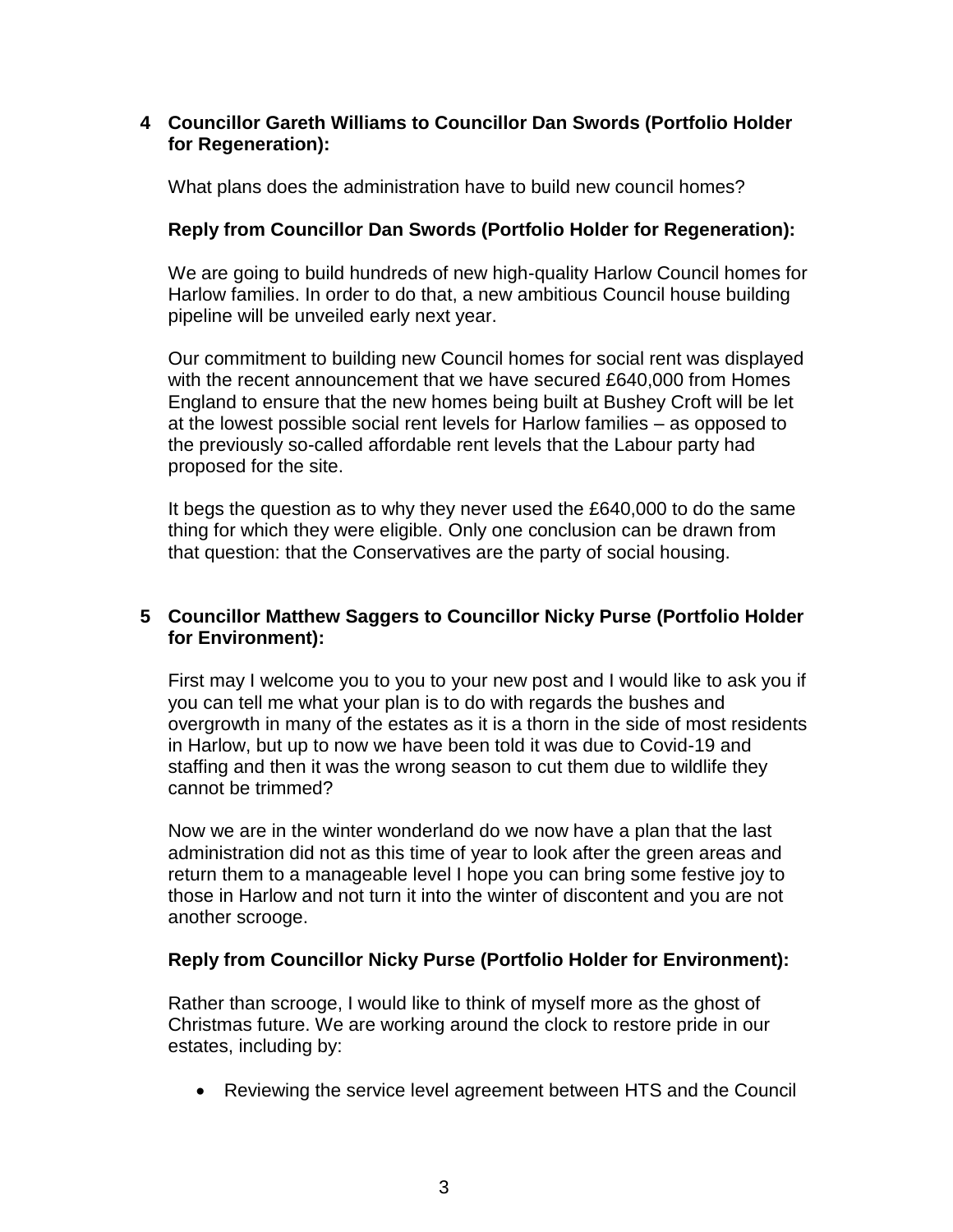**4 Councillor Gareth Williams to Councillor Dan Swords (Portfolio Holder for Regeneration):**

What plans does the administration have to build new council homes?

**Reply from Councillor Dan Swords (Portfolio Holder for Regeneration):**

We are going to build hundreds of new high-quality Harlow Council homes for Harlow families. In order to do that, a new ambitious Council house building pipeline will be unveiled early next year.

Our commitment to building new Council homes for social rent was displayed with the recent announcement that we have secured £640,000 from Homes England to ensure that the new homes being built at Bushey Croft will be let at the lowest possible social rent levels for Harlow families – as opposed to the previously so-called affordable rent levels that the Labour party had proposed for the site.

It begs the question as to why they never used the £640,000 to do the same thing for which they were eligible. Only one conclusion can be drawn from that question: that the Conservatives are the party of social housing.

**5 Councillor Matthew Saggers to Councillor Nicky Purse (Portfolio Holder for Environment):**

First may I welcome you to you to your new post and I would like to ask you if you can tell me what your plan is to do with regards the bushes and overgrowth in many of the estates as it is a thorn in the side of most residents in Harlow, but up to now we have been told it was due to Covid-19 and staffing and then it was the wrong season to cut them due to wildlife they cannot be trimmed?

Now we are in the winter wonderland do we now have a plan that the last administration did not as this time of year to look after the green areas and return them to a manageable level I hope you can bring some festive joy to those in Harlow and not turn it into the winter of discontent and you are not another scrooge.

**Reply from Councillor Nicky Purse (Portfolio Holder for Environment):**

Rather than scrooge, I would like to think of myself more as the ghost of Christmas future. We are working around the clock to restore pride in our estates, including by:

- Reviewing the service level agreement between HTS and the Council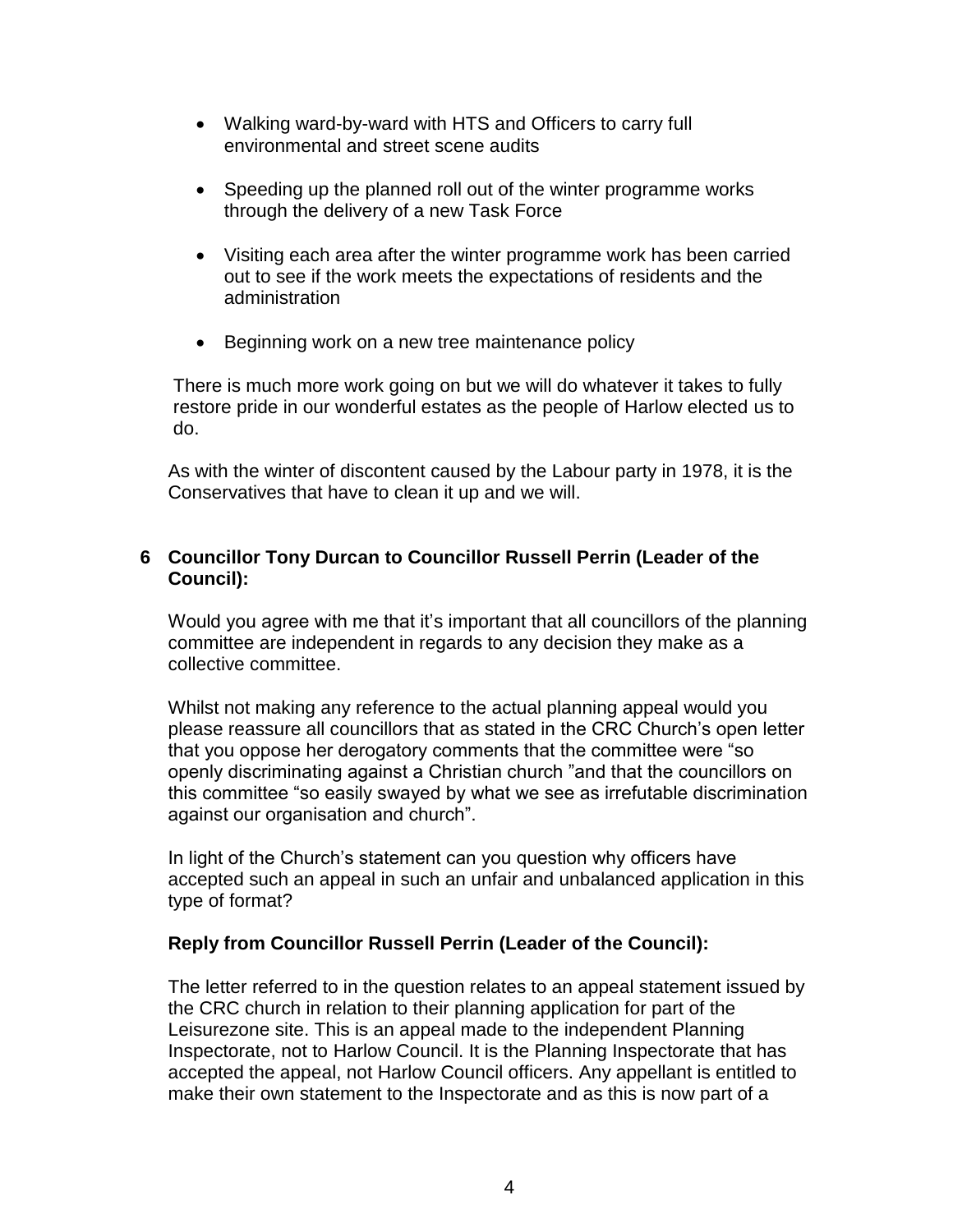- Walking ward-by-ward with HTS and Officers to carry full environmental and street scene audits
- Speeding up the planned roll out of the winter programme works through the delivery of a new Task Force
- Visiting each area after the winter programme work has been carried out to see if the work meets the expectations of residents and the administration
- Beginning work on a new tree maintenance policy

There is much more work going on but we will do whatever it takes to fully restore pride in our wonderful estates as the people of Harlow elected us to do.

As with the winter of discontent caused by the Labour party in 1978, it is the Conservatives that have to clean it up and we will.

**6 Councillor Tony Durcan to Councillor Russell Perrin (Leader of the Council):**

Would you agree with me that it's important that all councillors of the planning committee are independent in regards to any decision they make as a collective committee.

Whilst not making any reference to the actual planning appeal would you please reassure all councillors that as stated in the CRC Church's open letter that you oppose her derogatory comments that the committee were "so openly discriminating against a Christian church "and that the councillors on this committee "so easily swayed by what we see as irrefutable discrimination against our organisation and church".

In light of the Church's statement can you question why officers have accepted such an appeal in such an unfair and unbalanced application in this type of format?

**Reply from Councillor Russell Perrin (Leader of the Council):**

The letter referred to in the question relates to an appeal statement issued by the CRC church in relation to their planning application for part of the Leisurezone site. This is an appeal made to the independent Planning Inspectorate, not to Harlow Council. It is the Planning Inspectorate that has accepted the appeal, not Harlow Council officers. Any appellant is entitled to make their own statement to the Inspectorate and as this is now part of a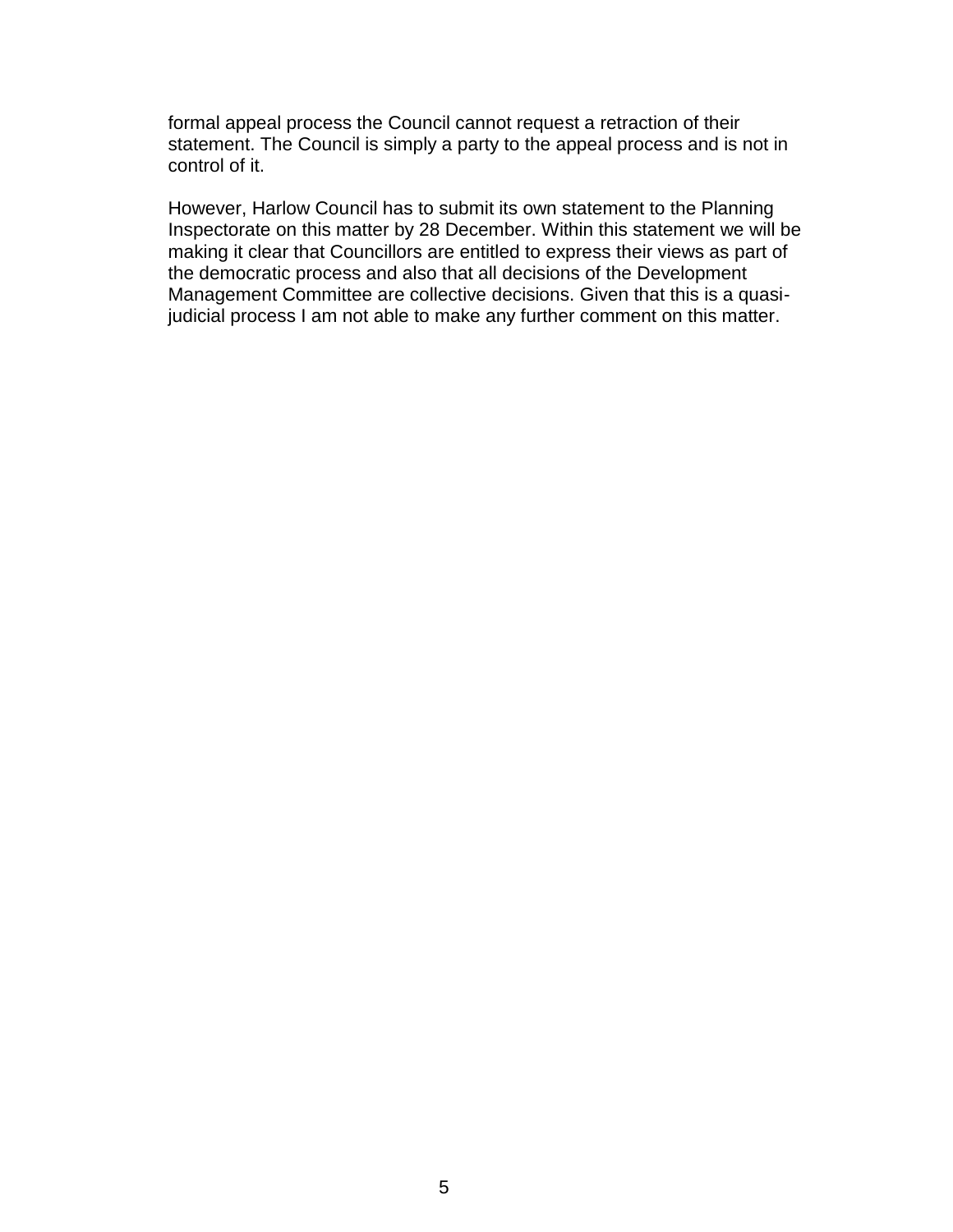formal appeal process the Council cannot request a retraction of their statement. The Council is simply a party to the appeal process and is not in control of it.

However, Harlow Council has to submit its own statement to the Planning Inspectorate on this matter by 28 December. Within this statement we will be making it clear that Councillors are entitled to express their views as part of the democratic process and also that all decisions of the Development Management Committee are collective decisions. Given that this is a quasi-judicial process I am not able to make any further comment on this matter.